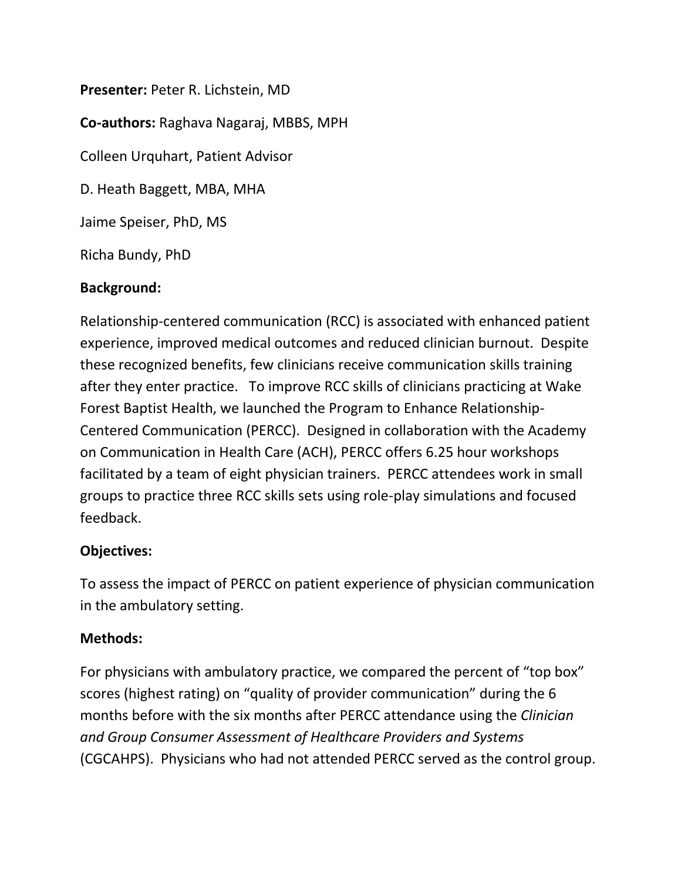**Presenter:** Peter R. Lichstein, MD

**Co-authors:** Raghava Nagaraj, MBBS, MPH

Colleen Urquhart, Patient Advisor

D. Heath Baggett, MBA, MHA

Jaime Speiser, PhD, MS

Richa Bundy, PhD

**Background:**

Relationship-centered communication (RCC) is associated with enhanced patient experience, improved medical outcomes and reduced clinician burnout. Despite these recognized benefits, few clinicians receive communication skills training after they enter practice. To improve RCC skills of clinicians practicing at Wake Forest Baptist Health, we launched the Program to Enhance Relationship-Centered Communication (PERCC). Designed in collaboration with the Academy on Communication in Health Care (ACH), PERCC offers 6.25 hour workshops facilitated by a team of eight physician trainers. PERCC attendees work in small groups to practice three RCC skills sets using role-play simulations and focused feedback.

**Objectives:**

To assess the impact of PERCC on patient experience of physician communication in the ambulatory setting.

**Methods:**

For physicians with ambulatory practice, we compared the percent of "top box" scores (highest rating) on "quality of provider communication" during the 6 months before with the six months after PERCC attendance using the *Clinician and Group Consumer Assessment of Healthcare Providers and Systems* (CGCAHPS). Physicians who had not attended PERCC served as the control group.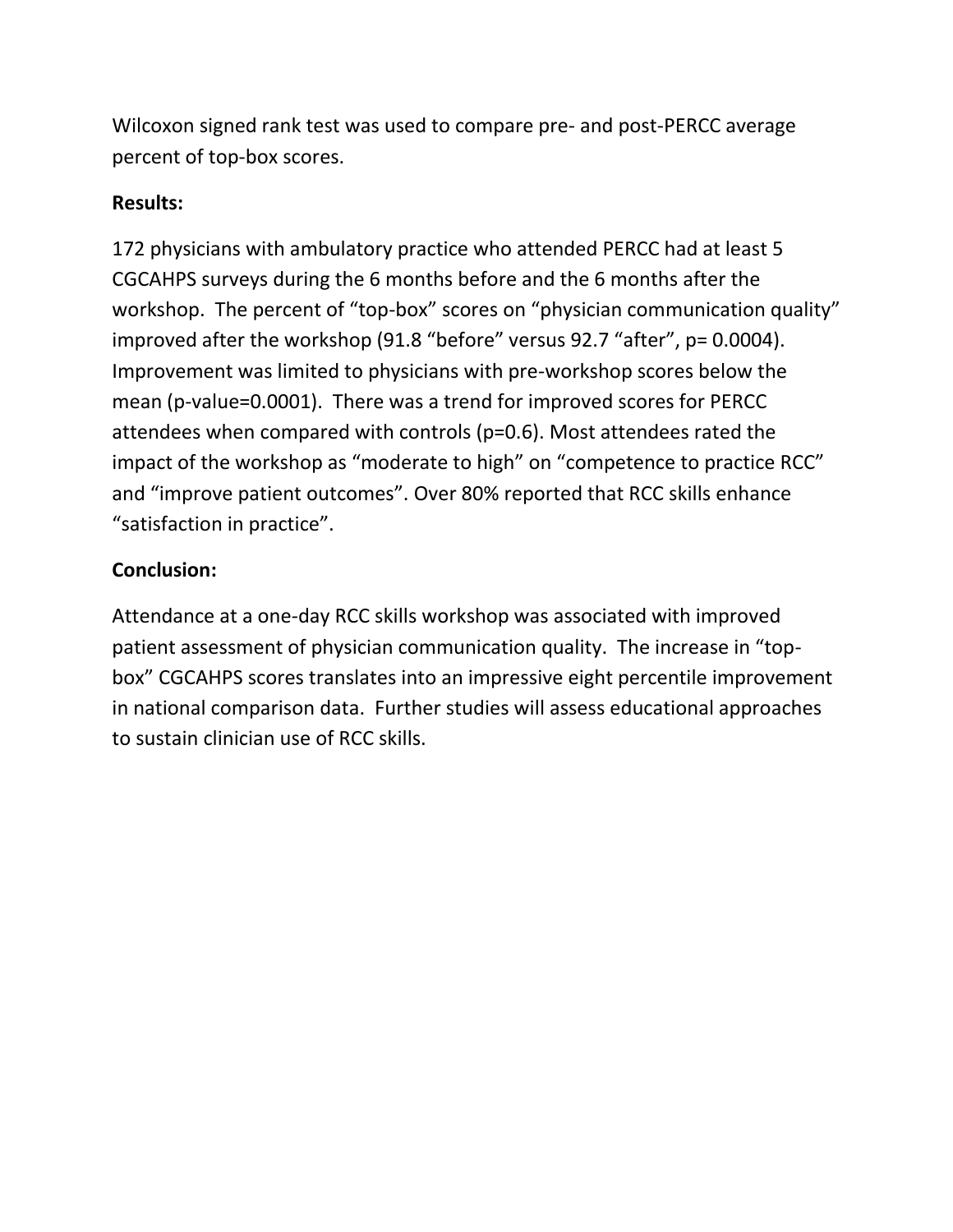Wilcoxon signed rank test was used to compare pre- and post-PERCC average percent of top-box scores.

**Results:**

172 physicians with ambulatory practice who attended PERCC had at least 5 CGCAHPS surveys during the 6 months before and the 6 months after the workshop. The percent of "top-box" scores on "physician communication quality" improved after the workshop (91.8 "before" versus 92.7 "after", $p = 0.0004$). Improvement was limited to physicians with pre-workshop scores below the mean (p-value=0.0001). There was a trend for improved scores for PERCC attendees when compared with controls ($p=0.6$). Most attendees rated the impact of the workshop as "moderate to high" on "competence to practice RCC" and "improve patient outcomes". Over 80% reported that RCC skills enhance "satisfaction in practice".

**Conclusion:**

Attendance at a one-day RCC skills workshop was associated with improved patient assessment of physician communication quality. The increase in "top-box" CGCAHPS scores translates into an impressive eight percentile improvement in national comparison data. Further studies will assess educational approaches to sustain clinician use of RCC skills.